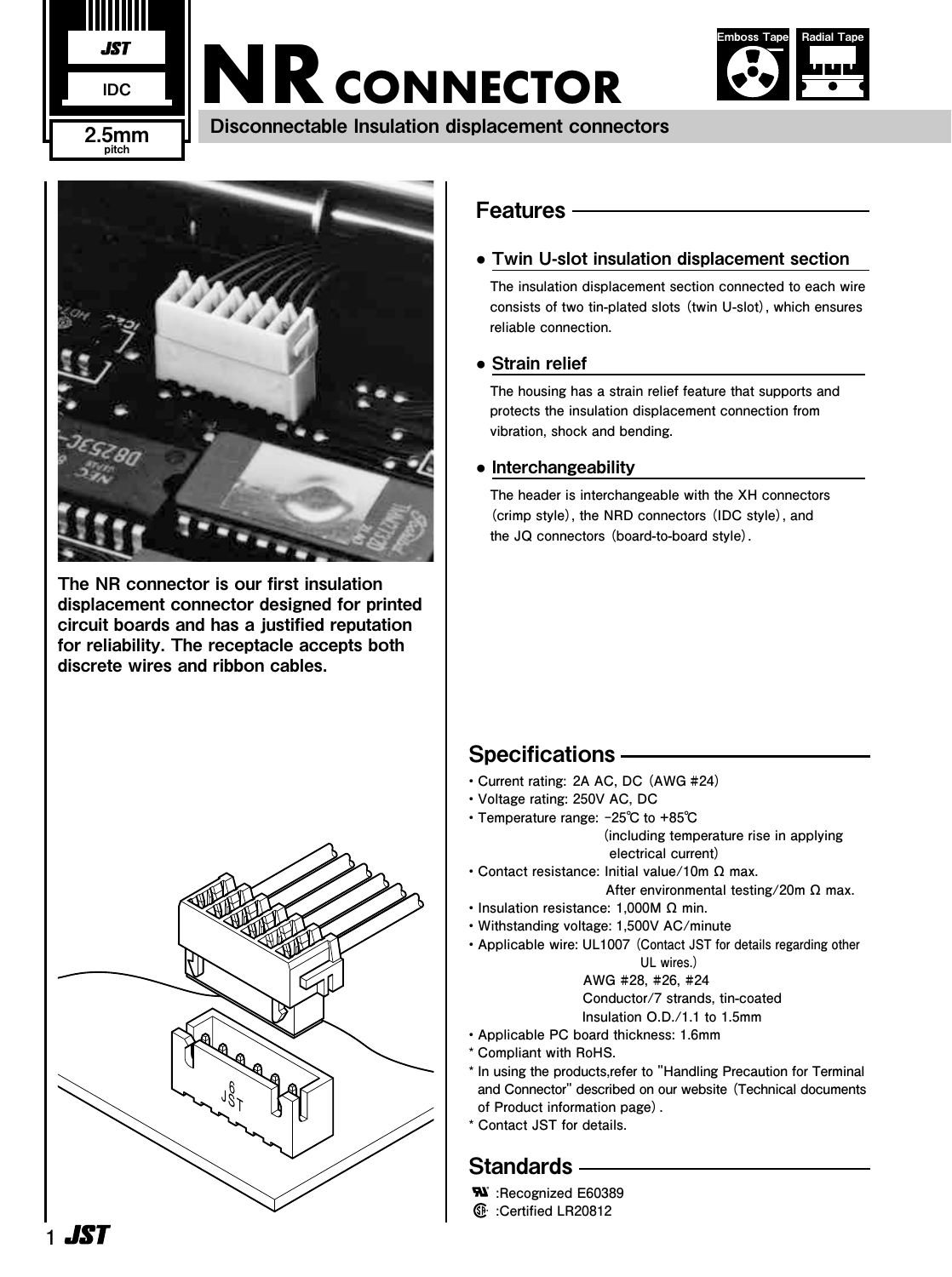# NR CONNECTOR

**Disconnectable Insulation displacement connectors**

IDC

2.5mm pitch

Emboss Tape | Radial Tape

**The NR connector is our first insulation displacement connector designed for printed circuit boards and has a justified reputation for reliability. The receptacle accepts both discrete wires and ribbon cables.**

## Features

### ● Twin U-slot insulation displacement section

The insulation displacement section connected to each wire consists of two tin-plated slots (twin U-slot), which ensures reliable connection.

### ● Strain relief

The housing has a strain relief feature that supports and protects the insulation displacement connection from vibration, shock and bending.

### ● Interchangeability

The header is interchangeable with the XH connectors (crimp style), the NRD connectors (IDC style), and the JQ connectors (board-to-board style).

## Specifications

- Current rating: 2A AC, DC (AWG #24)
- Voltage rating: 250V AC, DC
- Temperature range: -25℃ to +85℃ (including temperature rise in applying electrical current)
- Contact resistance: Initial value/10m Ω max.
  After environmental testing/20m Ω max.
- Insulation resistance: 1,000M Ω min.
- Withstanding voltage: 1,500V AC/minute
- Applicable wire: UL1007 (Contact JST for details regarding other UL wires.)
  AWG #28, #26, #24
  Conductor/7 strands, tin-coated
  Insulation O.D./1.1 to 1.5mm
- Applicable PC board thickness: 1.6mm

\* Compliant with RoHS.
\* In using the products,refer to "Handling Precaution for Terminal and Connector" described on our website (Technical documents of Product information page).
\* Contact JST for details.

## Standards

UL :Recognized E60389
CSA :Certified LR20812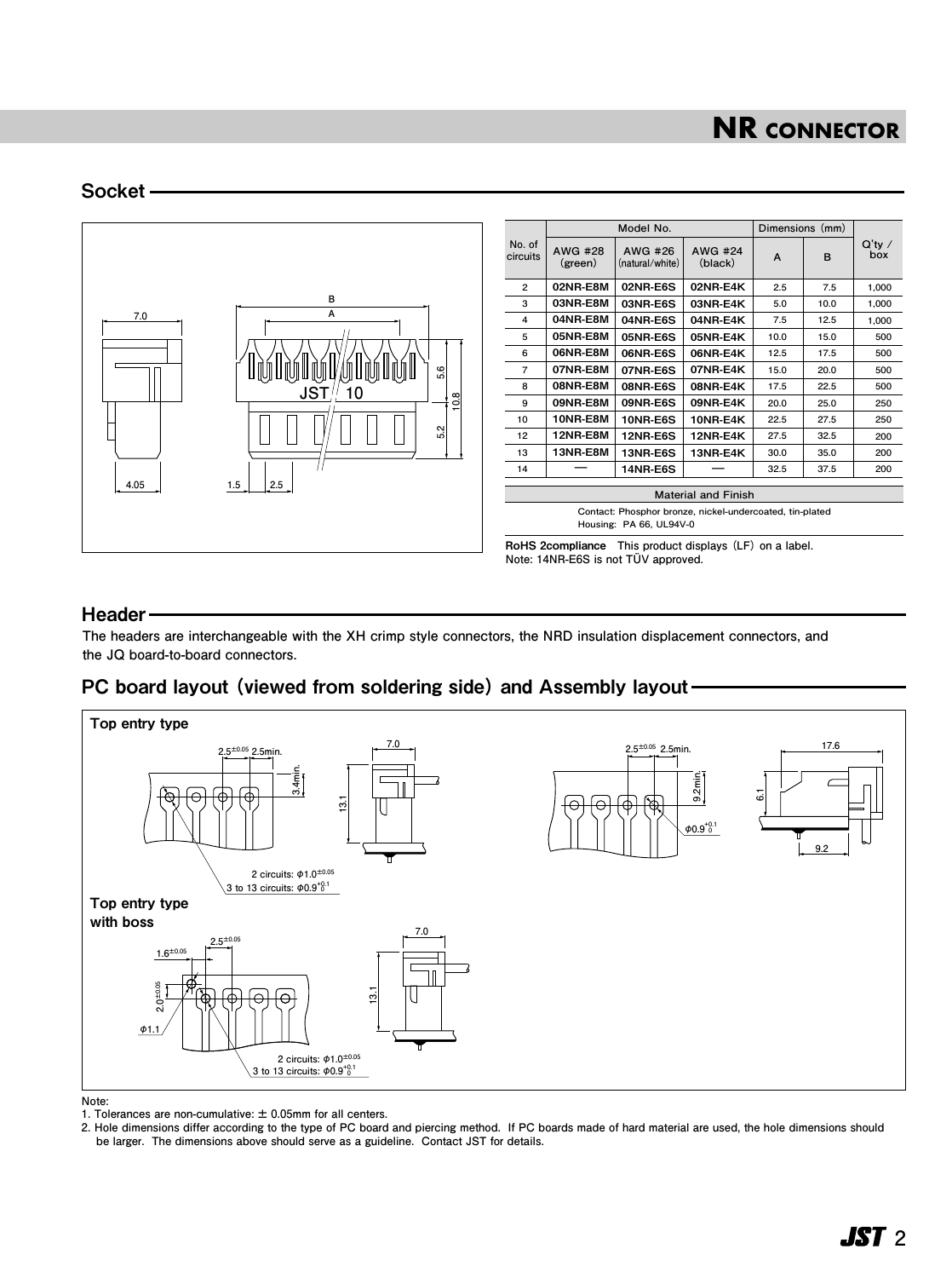# NR CONNECTOR

## Socket

| No. of circuits | Model No. | | | Dimensions (mm) | | Q'ty / box |
|---|---|---|---|---|---|---|
| | AWG #28 (green) | AWG #26 (natural/white) | AWG #24 (black) | A | B | |
| 2 | 02NR-E8M | 02NR-E6S | 02NR-E4K | 2.5 | 7.5 | 1,000 |
| 3 | 03NR-E8M | 03NR-E6S | 03NR-E4K | 5.0 | 10.0 | 1,000 |
| 4 | 04NR-E8M | 04NR-E6S | 04NR-E4K | 7.5 | 12.5 | 1,000 |
| 5 | 05NR-E8M | 05NR-E6S | 05NR-E4K | 10.0 | 15.0 | 500 |
| 6 | 06NR-E8M | 06NR-E6S | 06NR-E4K | 12.5 | 17.5 | 500 |
| 7 | 07NR-E8M | 07NR-E6S | 07NR-E4K | 15.0 | 20.0 | 500 |
| 8 | 08NR-E8M | 08NR-E6S | 08NR-E4K | 17.5 | 22.5 | 500 |
| 9 | 09NR-E8M | 09NR-E6S | 09NR-E4K | 20.0 | 25.0 | 250 |
| 10 | 10NR-E8M | 10NR-E6S | 10NR-E4K | 22.5 | 27.5 | 250 |
| 12 | 12NR-E8M | 12NR-E6S | 12NR-E4K | 27.5 | 32.5 | 200 |
| 13 | 13NR-E8M | 13NR-E6S | 13NR-E4K | 30.0 | 35.0 | 200 |
| 14 | — | 14NR-E6S | — | 32.5 | 37.5 | 200 |

**Material and Finish**

Contact: Phosphor bronze, nickel-undercoated, tin-plated
Housing: PA 66, UL94V-0

**RoHS 2compliance** This product displays (LF) on a label.
Note: 14NR-E6S is not TÜV approved.

## Header

The headers are interchangeable with the XH crimp style connectors, the NRD insulation displacement connectors, and the JQ board-to-board connectors.

## PC board layout (viewed from soldering side) and Assembly layout

**Top entry type**

2 circuits: $\phi 1.0^{\pm 0.05}$
3 to 13 circuits: $\phi 0.9^{+0.1}_{0}$

**Top entry type with boss**

2 circuits: $\phi 1.0^{\pm 0.05}$
3 to 13 circuits: $\phi 0.9^{+0.1}_{0}$

Note:
1. Tolerances are non-cumulative: ± 0.05mm for all centers.
2. Hole dimensions differ according to the type of PC board and piercing method. If PC boards made of hard material are used, the hole dimensions should be larger. The dimensions above should serve as a guideline. Contact JST for details.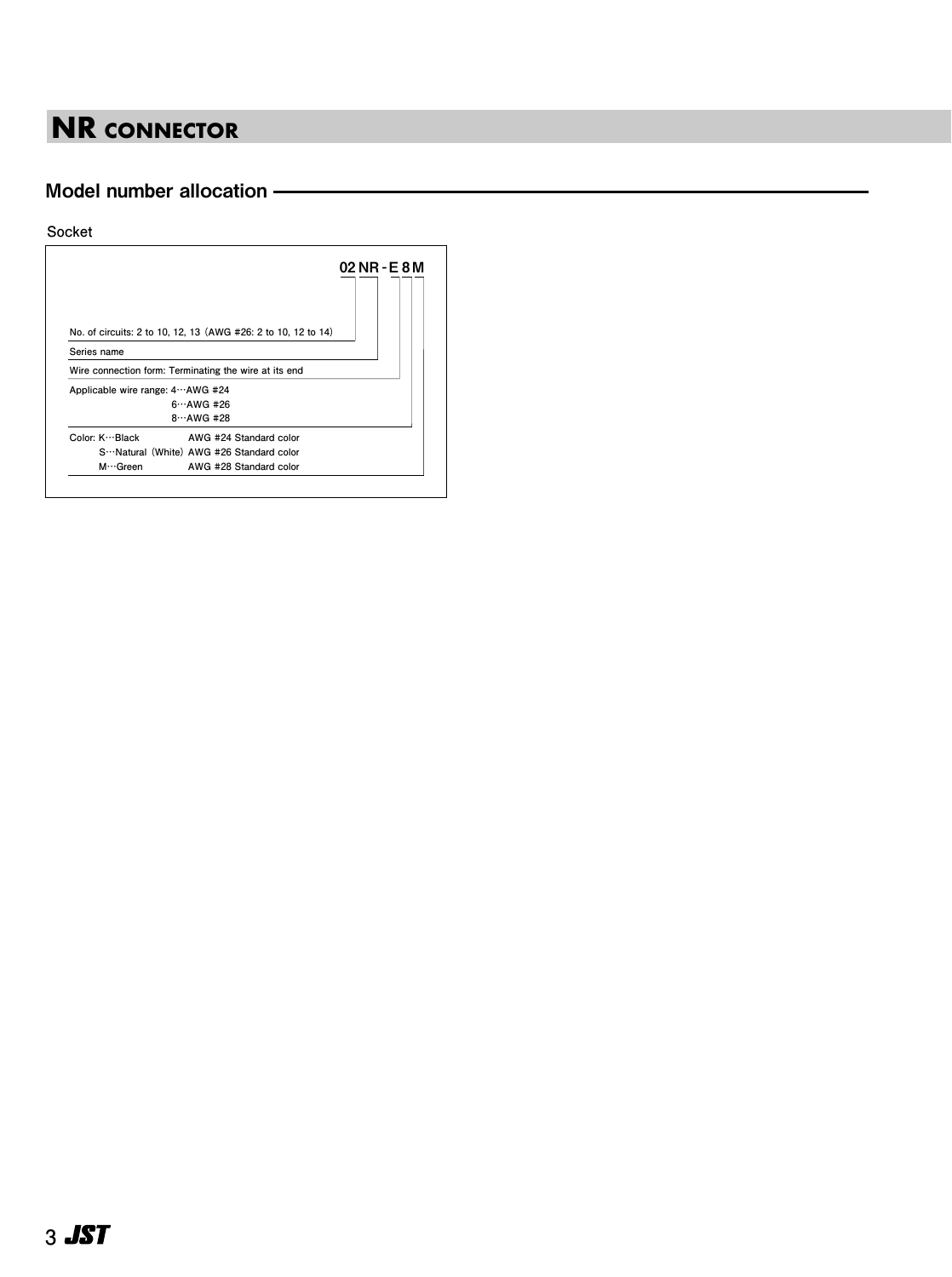# NR CONNECTOR

## Model number allocation

Socket

**02 NR - E 8 M**

- No. of circuits: 2 to 10, 12, 13 (AWG #26: 2 to 10, 12 to 14)
- Series name
- Wire connection form: Terminating the wire at its end
- Applicable wire range: 4…AWG #24
  6…AWG #26
  8…AWG #28
- Color: K…Black AWG #24 Standard color
  S…Natural (White) AWG #26 Standard color
  M…Green AWG #28 Standard color